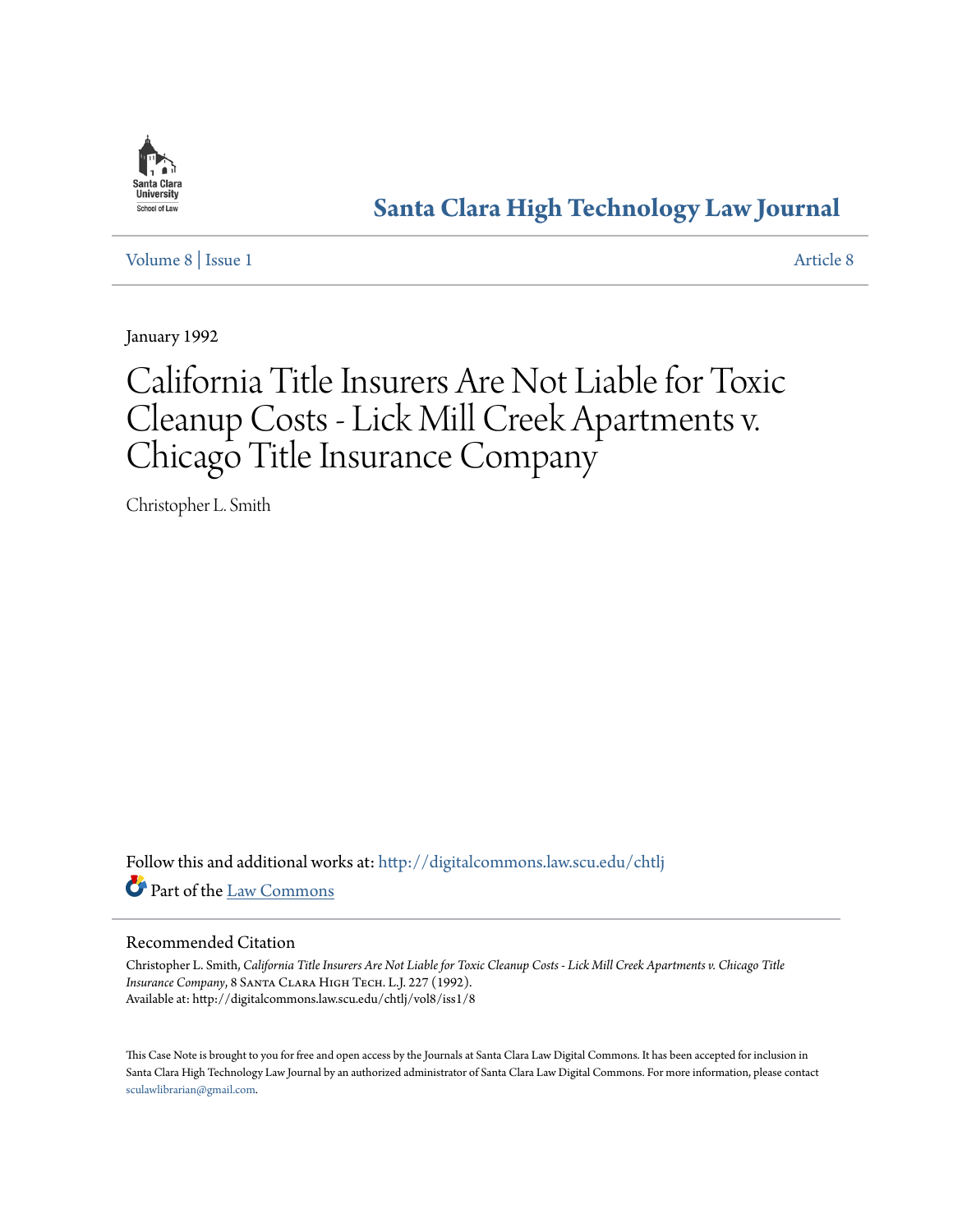Santa Clara University School of Law

# Santa Clara High Technology Law Journal

Volume 8 | Issue 1 Article 8

January 1992

# California Title Insurers Are Not Liable for Toxic Cleanup Costs - Lick Mill Creek Apartments v. Chicago Title Insurance Company

Christopher L. Smith

Follow this and additional works at: http://digitalcommons.law.scu.edu/chtlj

Part of the Law Commons

## Recommended Citation

Christopher L. Smith, *California Title Insurers Are Not Liable for Toxic Cleanup Costs - Lick Mill Creek Apartments v. Chicago Title Insurance Company*, 8 Santa Clara High Tech. L.J. 227 (1992).
Available at: http://digitalcommons.law.scu.edu/chtlj/vol8/iss1/8

This Case Note is brought to you for free and open access by the Journals at Santa Clara Law Digital Commons. It has been accepted for inclusion in Santa Clara High Technology Law Journal by an authorized administrator of Santa Clara Law Digital Commons. For more information, please contact sculawlibrarian@gmail.com.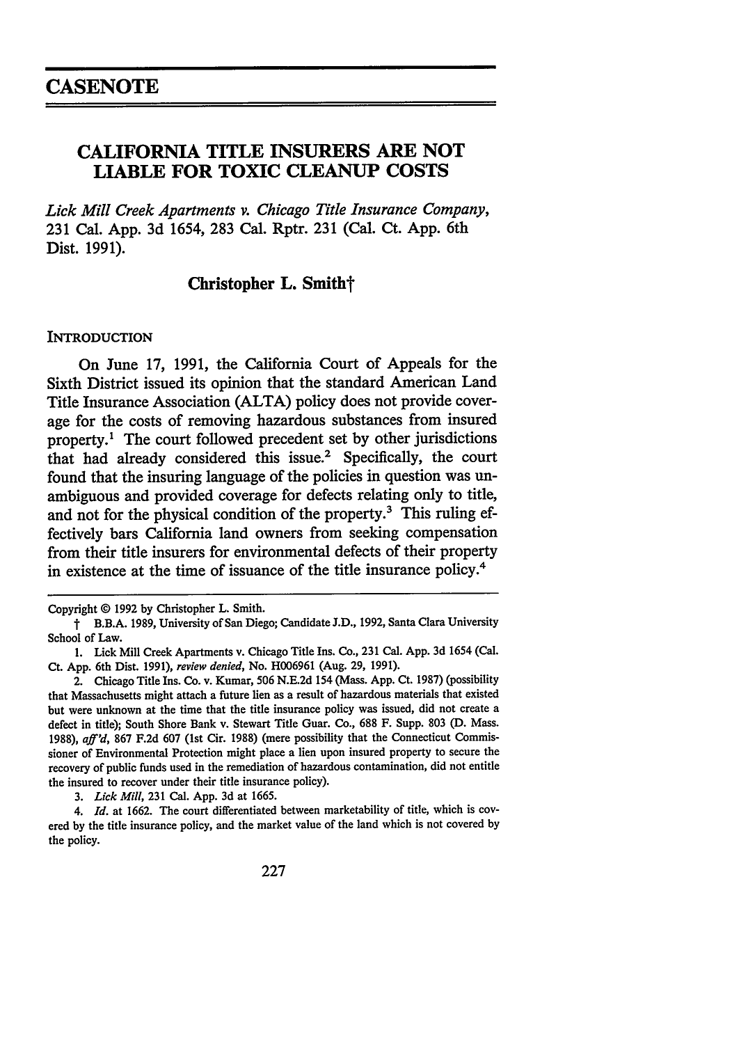## CASENOTE

# CALIFORNIA TITLE INSURERS ARE NOT LIABLE FOR TOXIC CLEANUP COSTS

*Lick Mill Creek Apartments v. Chicago Title Insurance Company*, 231 Cal. App. 3d 1654, 283 Cal. Rptr. 231 (Cal. Ct. App. 6th Dist. 1991).

### Christopher L. Smith†

### INTRODUCTION

On June 17, 1991, the California Court of Appeals for the Sixth District issued its opinion that the standard American Land Title Insurance Association (ALTA) policy does not provide coverage for the costs of removing hazardous substances from insured property.[1] The court followed precedent set by other jurisdictions that had already considered this issue.[2] Specifically, the court found that the insuring language of the policies in question was unambiguous and provided coverage for defects relating only to title, and not for the physical condition of the property.[3] This ruling effectively bars California land owners from seeking compensation from their title insurers for environmental defects of their property in existence at the time of issuance of the title insurance policy.[4]

---

Copyright © 1992 by Christopher L. Smith.

† B.B.A. 1989, University of San Diego; Candidate J.D., 1992, Santa Clara University School of Law.

1. Lick Mill Creek Apartments v. Chicago Title Ins. Co., 231 Cal. App. 3d 1654 (Cal. Ct. App. 6th Dist. 1991), *review denied*, No. H006961 (Aug. 29, 1991).

2. Chicago Title Ins. Co. v. Kumar, 506 N.E.2d 154 (Mass. App. Ct. 1987) (possibility that Massachusetts might attach a future lien as a result of hazardous materials that existed but were unknown at the time that the title insurance policy was issued, did not create a defect in title); South Shore Bank v. Stewart Title Guar. Co., 688 F. Supp. 803 (D. Mass. 1988), *aff'd*, 867 F.2d 607 (1st Cir. 1988) (mere possibility that the Connecticut Commissioner of Environmental Protection might place a lien upon insured property to secure the recovery of public funds used in the remediation of hazardous contamination, did not entitle the insured to recover under their title insurance policy).

3. *Lick Mill*, 231 Cal. App. 3d at 1665.

4. *Id.* at 1662. The court differentiated between marketability of title, which is covered by the title insurance policy, and the market value of the land which is not covered by the policy.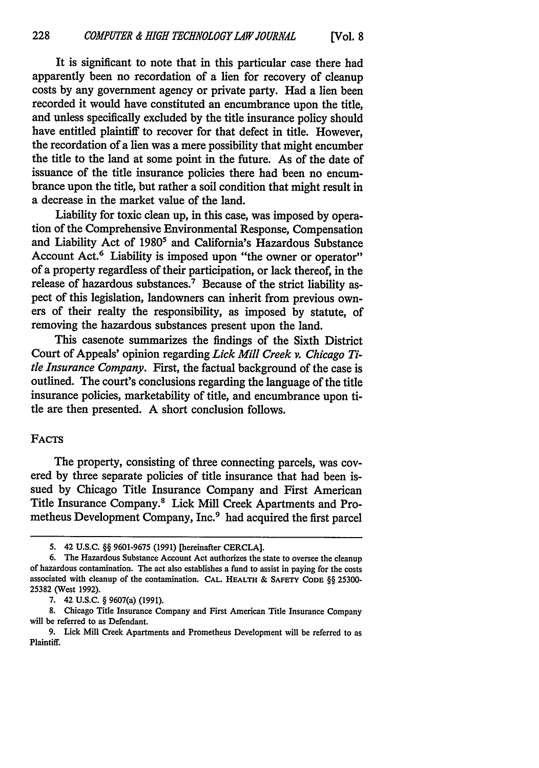It is significant to note that in this particular case there had apparently been no recordation of a lien for recovery of cleanup costs by any government agency or private party. Had a lien been recorded it would have constituted an encumbrance upon the title, and unless specifically excluded by the title insurance policy should have entitled plaintiff to recover for that defect in title. However, the recordation of a lien was a mere possibility that might encumber the title to the land at some point in the future. As of the date of issuance of the title insurance policies there had been no encumbrance upon the title, but rather a soil condition that might result in a decrease in the market value of the land.

Liability for toxic clean up, in this case, was imposed by operation of the Comprehensive Environmental Response, Compensation and Liability Act of 1980[5] and California's Hazardous Substance Account Act.[6] Liability is imposed upon "the owner or operator" of a property regardless of their participation, or lack thereof, in the release of hazardous substances.[7] Because of the strict liability aspect of this legislation, landowners can inherit from previous owners of their realty the responsibility, as imposed by statute, of removing the hazardous substances present upon the land.

This casenote summarizes the findings of the Sixth District Court of Appeals' opinion regarding *Lick Mill Creek v. Chicago Title Insurance Company*. First, the factual background of the case is outlined. The court's conclusions regarding the language of the title insurance policies, marketability of title, and encumbrance upon title are then presented. A short conclusion follows.

## FACTS

The property, consisting of three connecting parcels, was covered by three separate policies of title insurance that had been issued by Chicago Title Insurance Company and First American Title Insurance Company.[8] Lick Mill Creek Apartments and Prometheus Development Company, Inc.[9] had acquired the first parcel

---

5. 42 U.S.C. §§ 9601-9675 (1991) [hereinafter CERCLA].

6. The Hazardous Substance Account Act authorizes the state to oversee the cleanup of hazardous contamination. The act also establishes a fund to assist in paying for the costs associated with cleanup of the contamination. CAL. HEALTH & SAFETY CODE §§ 25300-25382 (West 1992).

7. 42 U.S.C. § 9607(a) (1991).

8. Chicago Title Insurance Company and First American Title Insurance Company will be referred to as Defendant.

9. Lick Mill Creek Apartments and Prometheus Development will be referred to as Plaintiff.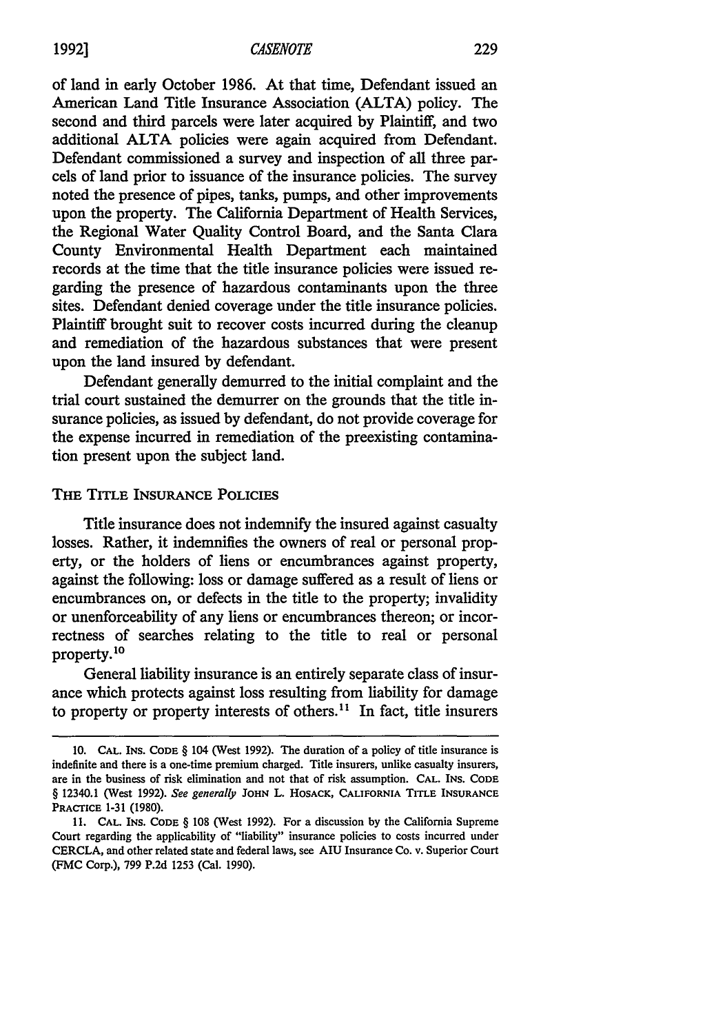of land in early October 1986. At that time, Defendant issued an American Land Title Insurance Association (ALTA) policy. The second and third parcels were later acquired by Plaintiff, and two additional ALTA policies were again acquired from Defendant. Defendant commissioned a survey and inspection of all three parcels of land prior to issuance of the insurance policies. The survey noted the presence of pipes, tanks, pumps, and other improvements upon the property. The California Department of Health Services, the Regional Water Quality Control Board, and the Santa Clara County Environmental Health Department each maintained records at the time that the title insurance policies were issued regarding the presence of hazardous contaminants upon the three sites. Defendant denied coverage under the title insurance policies. Plaintiff brought suit to recover costs incurred during the cleanup and remediation of the hazardous substances that were present upon the land insured by defendant.

Defendant generally demurred to the initial complaint and the trial court sustained the demurrer on the grounds that the title insurance policies, as issued by defendant, do not provide coverage for the expense incurred in remediation of the preexisting contamination present upon the subject land.

## THE TITLE INSURANCE POLICIES

Title insurance does not indemnify the insured against casualty losses. Rather, it indemnifies the owners of real or personal property, or the holders of liens or encumbrances against property, against the following: loss or damage suffered as a result of liens or encumbrances on, or defects in the title to the property; invalidity or unenforceability of any liens or encumbrances thereon; or incorrectness of searches relating to the title to real or personal property.[10]

General liability insurance is an entirely separate class of insurance which protects against loss resulting from liability for damage to property or property interests of others.[11] In fact, title insurers

---

10. CAL. INS. CODE § 104 (West 1992). The duration of a policy of title insurance is indefinite and there is a one-time premium charged. Title insurers, unlike casualty insurers, are in the business of risk elimination and not that of risk assumption. CAL. INS. CODE § 12340.1 (West 1992). *See generally* JOHN L. HOSACK, CALIFORNIA TITLE INSURANCE PRACTICE 1-31 (1980).

11. CAL. INS. CODE § 108 (West 1992). For a discussion by the California Supreme Court regarding the applicability of "liability" insurance policies to costs incurred under CERCLA, and other related state and federal laws, see AIU Insurance Co. v. Superior Court (FMC Corp.), 799 P.2d 1253 (Cal. 1990).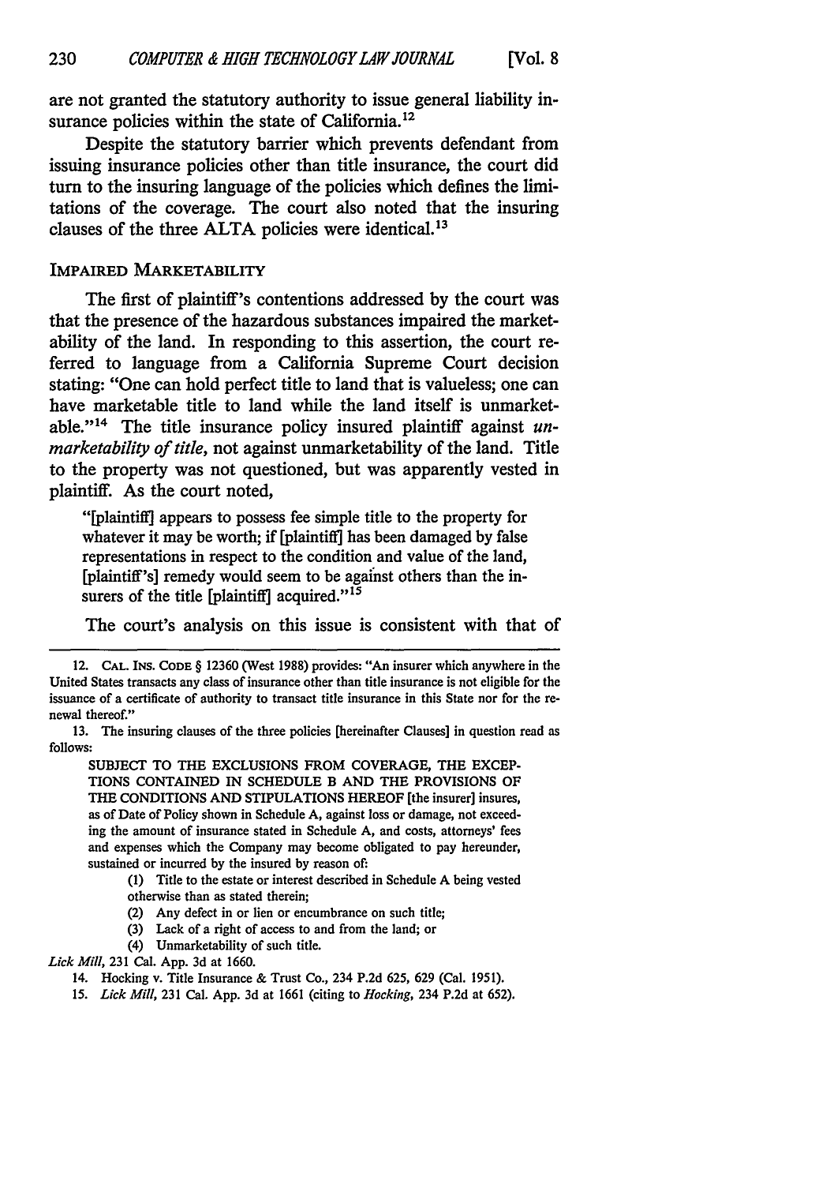are not granted the statutory authority to issue general liability insurance policies within the state of California.[12]

Despite the statutory barrier which prevents defendant from issuing insurance policies other than title insurance, the court did turn to the insuring language of the policies which defines the limitations of the coverage. The court also noted that the insuring clauses of the three ALTA policies were identical.[13]

### IMPAIRED MARKETABILITY

The first of plaintiff's contentions addressed by the court was that the presence of the hazardous substances impaired the marketability of the land. In responding to this assertion, the court referred to language from a California Supreme Court decision stating: "One can hold perfect title to land that is valueless; one can have marketable title to land while the land itself is unmarketable."[14] The title insurance policy insured plaintiff against *unmarketability of title*, not against unmarketability of the land. Title to the property was not questioned, but was apparently vested in plaintiff. As the court noted,

> "[plaintiff] appears to possess fee simple title to the property for whatever it may be worth; if [plaintiff] has been damaged by false representations in respect to the condition and value of the land, [plaintiff's] remedy would seem to be against others than the insurers of the title [plaintiff] acquired."[15]

The court's analysis on this issue is consistent with that of

---

12. CAL. INS. CODE § 12360 (West 1988) provides: "An insurer which anywhere in the United States transacts any class of insurance other than title insurance is not eligible for the issuance of a certificate of authority to transact title insurance in this State nor for the renewal thereof."

13. The insuring clauses of the three policies [hereinafter Clauses] in question read as follows:

> SUBJECT TO THE EXCLUSIONS FROM COVERAGE, THE EXCEPTIONS CONTAINED IN SCHEDULE B AND THE PROVISIONS OF THE CONDITIONS AND STIPULATIONS HEREOF [the insurer] insures, as of Date of Policy shown in Schedule A, against loss or damage, not exceeding the amount of insurance stated in Schedule A, and costs, attorneys' fees and expenses which the Company may become obligated to pay hereunder, sustained or incurred by the insured by reason of:
>
> (1) Title to the estate or interest described in Schedule A being vested otherwise than as stated therein;
>
> (2) Any defect in or lien or encumbrance on such title;
>
> (3) Lack of a right of access to and from the land; or
>
> (4) Unmarketability of such title.

*Lick Mill*, 231 Cal. App. 3d at 1660.

14. Hocking v. Title Insurance & Trust Co., 234 P.2d 625, 629 (Cal. 1951).

15. *Lick Mill*, 231 Cal. App. 3d at 1661 (citing to *Hocking*, 234 P.2d at 652).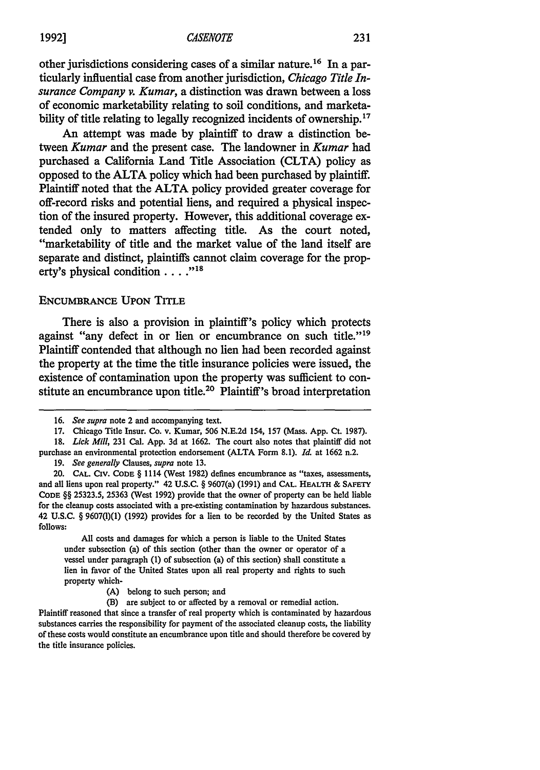other jurisdictions considering cases of a similar nature.[16] In a particularly influential case from another jurisdiction, *Chicago Title Insurance Company v. Kumar*, a distinction was drawn between a loss of economic marketability relating to soil conditions, and marketability of title relating to legally recognized incidents of ownership.[17]

An attempt was made by plaintiff to draw a distinction between *Kumar* and the present case. The landowner in *Kumar* had purchased a California Land Title Association (CLTA) policy as opposed to the ALTA policy which had been purchased by plaintiff. Plaintiff noted that the ALTA policy provided greater coverage for off-record risks and potential liens, and required a physical inspection of the insured property. However, this additional coverage extended only to matters affecting title. As the court noted, "marketability of title and the market value of the land itself are separate and distinct, plaintiffs cannot claim coverage for the property's physical condition . . . ."[18]

## ENCUMBRANCE UPON TITLE

There is also a provision in plaintiff's policy which protects against "any defect in or lien or encumbrance on such title."[19] Plaintiff contended that although no lien had been recorded against the property at the time the title insurance policies were issued, the existence of contamination upon the property was sufficient to constitute an encumbrance upon title.[20] Plaintiff's broad interpretation

---

16. *See supra* note 2 and accompanying text.

17. Chicago Title Insur. Co. v. Kumar, 506 N.E.2d 154, 157 (Mass. App. Ct. 1987).

18. *Lick Mill*, 231 Cal. App. 3d at 1662. The court also notes that plaintiff did not purchase an environmental protection endorsement (ALTA Form 8.1). *Id.* at 1662 n.2.

19. *See generally* Clauses, *supra* note 13.

20. CAL. CIV. CODE § 1114 (West 1982) defines encumbrance as "taxes, assessments, and all liens upon real property." 42 U.S.C. § 9607(a) (1991) and CAL. HEALTH & SAFETY CODE §§ 25323.5, 25363 (West 1992) provide that the owner of property can be held liable for the cleanup costs associated with a pre-existing contamination by hazardous substances. 42 U.S.C. § 9607(l)(1) (1992) provides for a lien to be recorded by the United States as follows:

> All costs and damages for which a person is liable to the United States under subsection (a) of this section (other than the owner or operator of a vessel under paragraph (1) of subsection (a) of this section) shall constitute a lien in favor of the United States upon all real property and rights to such property which-
>
> (A) belong to such person; and
>
> (B) are subject to or affected by a removal or remedial action.

Plaintiff reasoned that since a transfer of real property which is contaminated by hazardous substances carries the responsibility for payment of the associated cleanup costs, the liability of these costs would constitute an encumbrance upon title and should therefore be covered by the title insurance policies.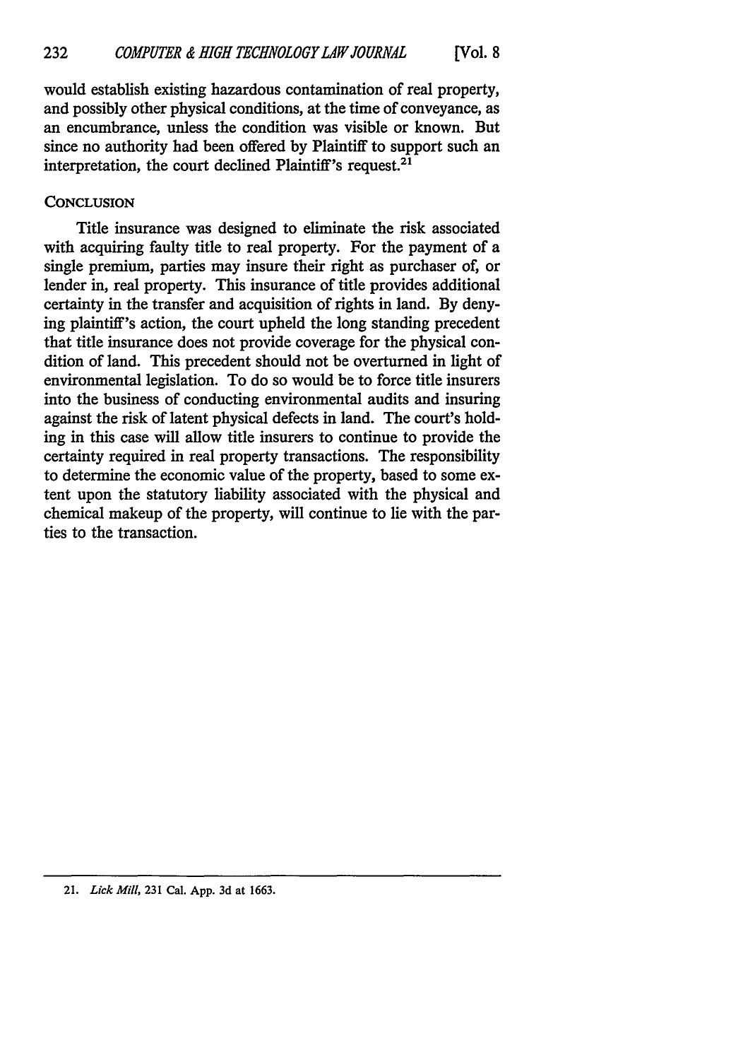would establish existing hazardous contamination of real property, and possibly other physical conditions, at the time of conveyance, as an encumbrance, unless the condition was visible or known. But since no authority had been offered by Plaintiff to support such an interpretation, the court declined Plaintiff's request.[21]

## CONCLUSION

Title insurance was designed to eliminate the risk associated with acquiring faulty title to real property. For the payment of a single premium, parties may insure their right as purchaser of, or lender in, real property. This insurance of title provides additional certainty in the transfer and acquisition of rights in land. By denying plaintiff's action, the court upheld the long standing precedent that title insurance does not provide coverage for the physical condition of land. This precedent should not be overturned in light of environmental legislation. To do so would be to force title insurers into the business of conducting environmental audits and insuring against the risk of latent physical defects in land. The court's holding in this case will allow title insurers to continue to provide the certainty required in real property transactions. The responsibility to determine the economic value of the property, based to some extent upon the statutory liability associated with the physical and chemical makeup of the property, will continue to lie with the parties to the transaction.

---

21. *Lick Mill*, 231 Cal. App. 3d at 1663.